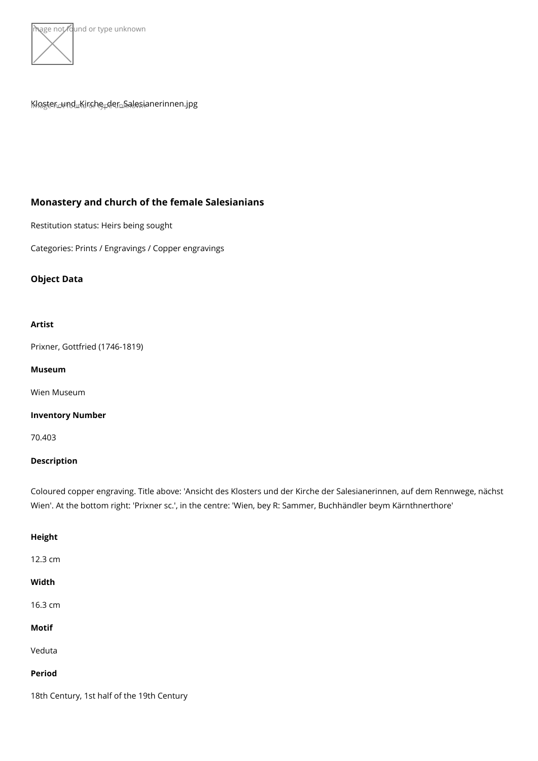Kloster_und_Kirche_der_Salesianerinnen.jpg

## Monastery and church of the female Salesianians

Restitution status: Heirs being sought

Categories: Prints / Engravings / Copper engravings

### Object Data

#### Artist

Prixner, Gottfried (1746-1819)

#### Museum

Wien Museum

#### Inventory Number

70.403

#### Description

Coloured copper engraving. Title above: 'Ansicht des Klosters und der Kirche der Salesianerinnen, auf dem Rennwege, nächst Wien'. At the bottom right: 'Prixner sc.', in the centre: 'Wien, bey R: Sammer, Buchhändler beym Kärnthnerthore'

#### Height

12.3 cm

#### Width

16.3 cm

#### Motif

Veduta

#### Period

18th Century, 1st half of the 19th Century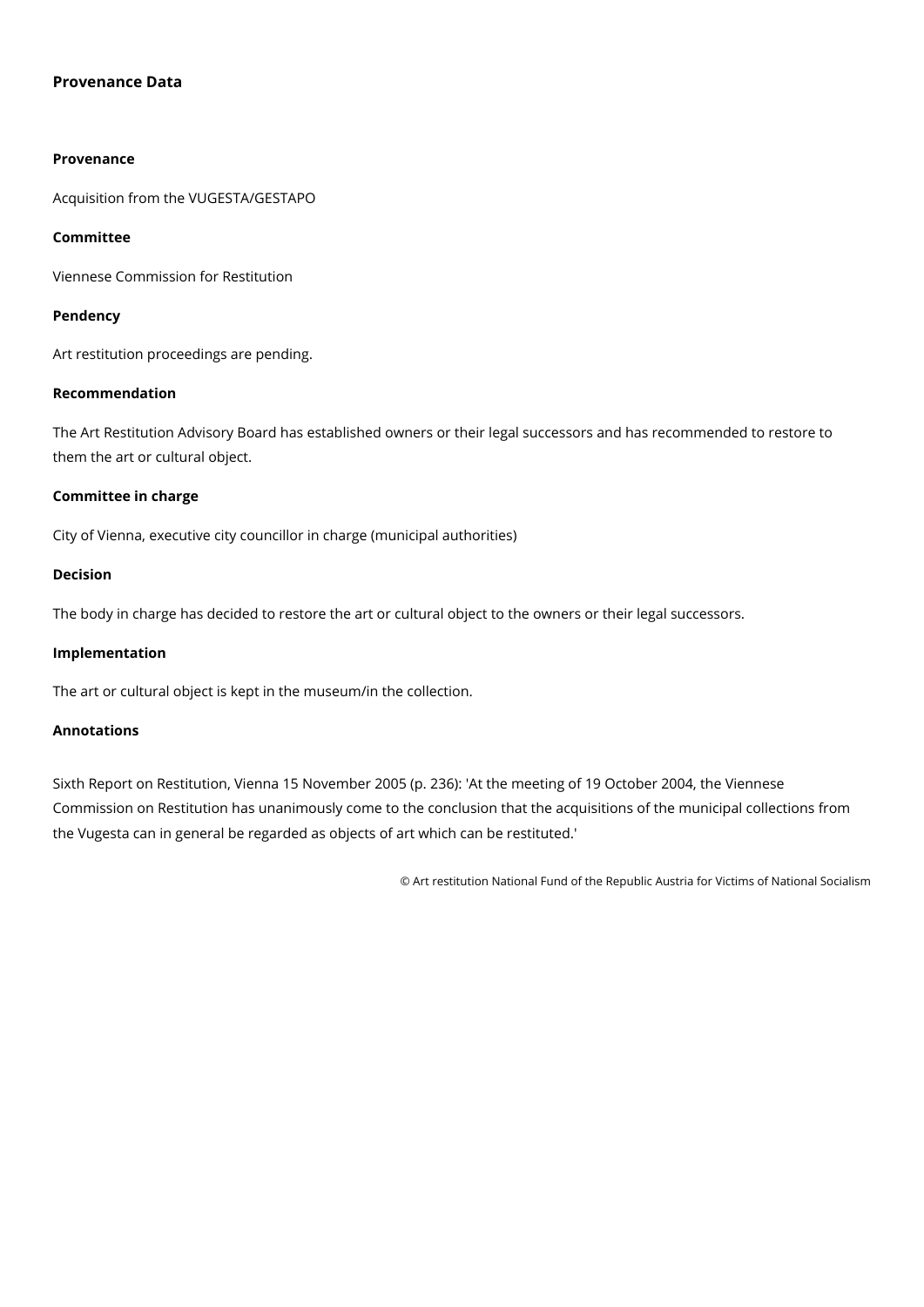## Provenance Data

**Provenance**

Acquisition from the VUGESTA/GESTAPO

**Committee**

Viennese Commission for Restitution

**Pendency**

Art restitution proceedings are pending.

**Recommendation**

The Art Restitution Advisory Board has established owners or their legal successors and has recommended to restore to them the art or cultural object.

**Committee in charge**

City of Vienna, executive city councillor in charge (municipal authorities)

**Decision**

The body in charge has decided to restore the art or cultural object to the owners or their legal successors.

**Implementation**

The art or cultural object is kept in the museum/in the collection.

**Annotations**

Sixth Report on Restitution, Vienna 15 November 2005 (p. 236): 'At the meeting of 19 October 2004, the Viennese Commission on Restitution has unanimously come to the conclusion that the acquisitions of the municipal collections from the Vugesta can in general be regarded as objects of art which can be restituted.'

© Art restitution National Fund of the Republic Austria for Victims of National Socialism